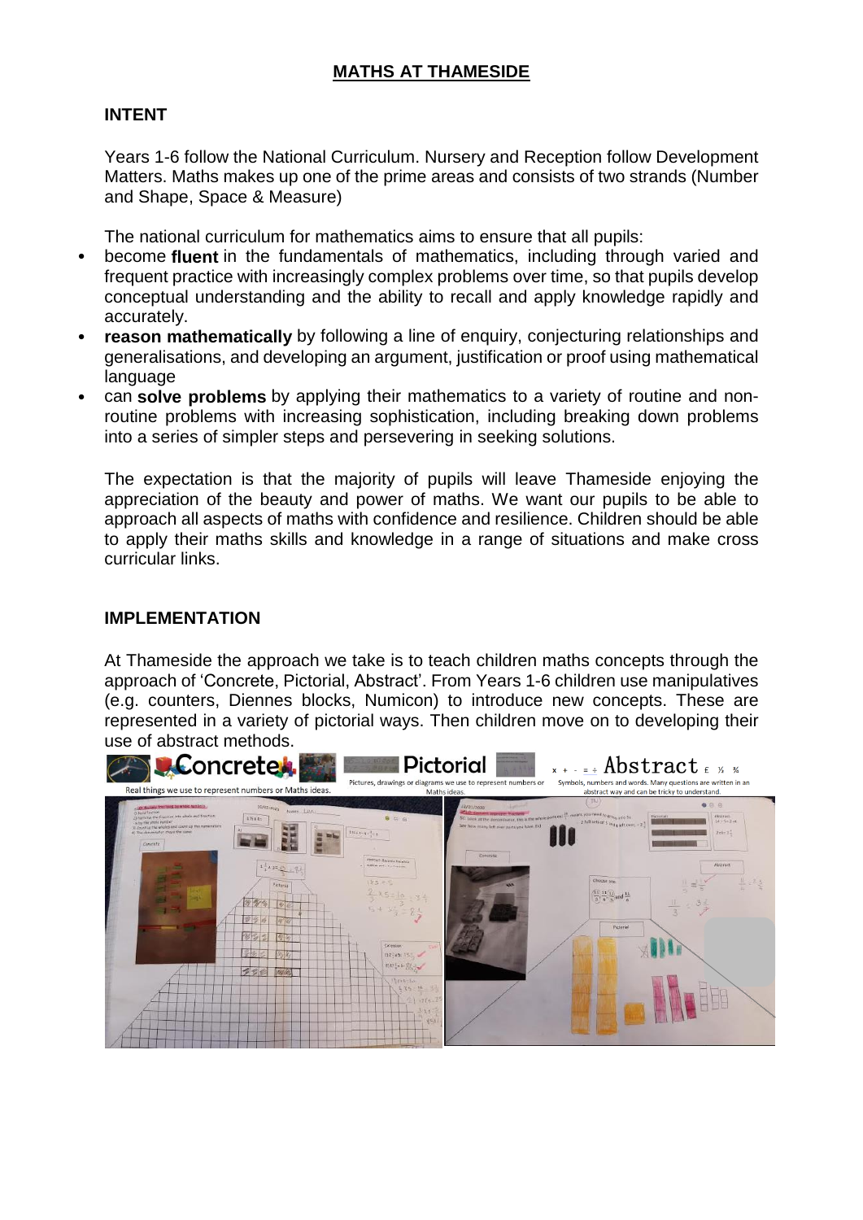# MATHS AT THAMESIDE

## INTENT

Years 1-6 follow the National Curriculum. Nursery and Reception follow Development Matters. Maths makes up one of the prime areas and consists of two strands (Number and Shape, Space & Measure)

The national curriculum for mathematics aims to ensure that all pupils:

- become **fluent** in the fundamentals of mathematics, including through varied and frequent practice with increasingly complex problems over time, so that pupils develop conceptual understanding and the ability to recall and apply knowledge rapidly and accurately.
- **reason mathematically** by following a line of enquiry, conjecturing relationships and generalisations, and developing an argument, justification or proof using mathematical language
- can **solve problems** by applying their mathematics to a variety of routine and non-routine problems with increasing sophistication, including breaking down problems into a series of simpler steps and persevering in seeking solutions.

The expectation is that the majority of pupils will leave Thameside enjoying the appreciation of the beauty and power of maths. We want our pupils to be able to approach all aspects of maths with confidence and resilience. Children should be able to apply their maths skills and knowledge in a range of situations and make cross curricular links.

## IMPLEMENTATION

At Thameside the approach we take is to teach children maths concepts through the approach of 'Concrete, Pictorial, Abstract'. From Years 1-6 children use manipulatives (e.g. counters, Diennes blocks, Numicon) to introduce new concepts. These are represented in a variety of pictorial ways. Then children move on to developing their use of abstract methods.

Concrete — Real things we use to represent numbers or Maths ideas.

Pictorial — Pictures, drawings or diagrams we use to represent numbers or Maths ideas.

Abstract — Symbols, numbers and words. Many questions are written in an abstract way and can be tricky to understand.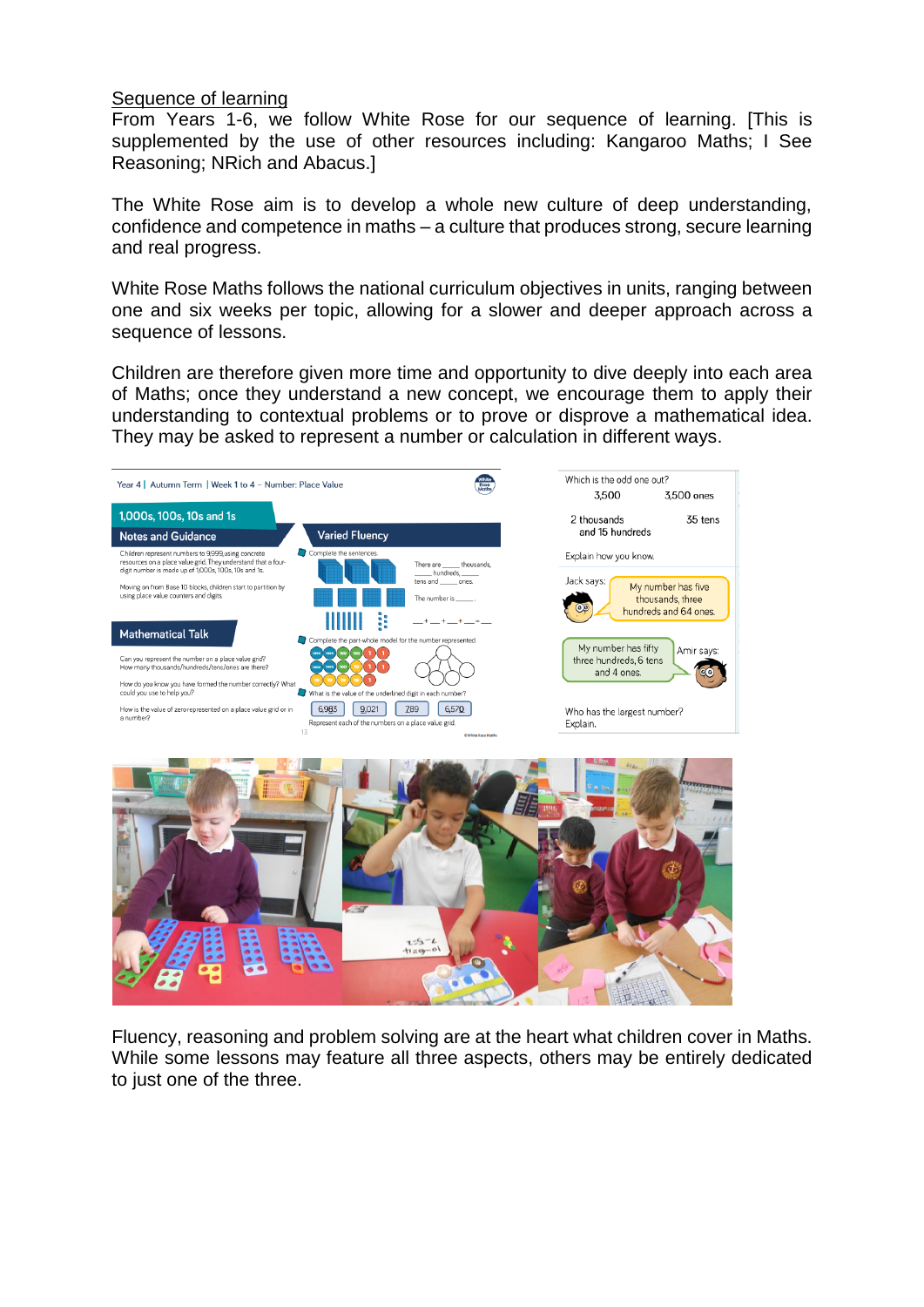<u>Sequence of learning</u>

From Years 1-6, we follow White Rose for our sequence of learning. [This is supplemented by the use of other resources including: Kangaroo Maths; I See Reasoning; NRich and Abacus.]

The White Rose aim is to develop a whole new culture of deep understanding, confidence and competence in maths – a culture that produces strong, secure learning and real progress.

White Rose Maths follows the national curriculum objectives in units, ranging between one and six weeks per topic, allowing for a slower and deeper approach across a sequence of lessons.

Children are therefore given more time and opportunity to dive deeply into each area of Maths; once they understand a new concept, we encourage them to apply their understanding to contextual problems or to prove or disprove a mathematical idea. They may be asked to represent a number or calculation in different ways.

Fluency, reasoning and problem solving are at the heart what children cover in Maths. While some lessons may feature all three aspects, others may be entirely dedicated to just one of the three.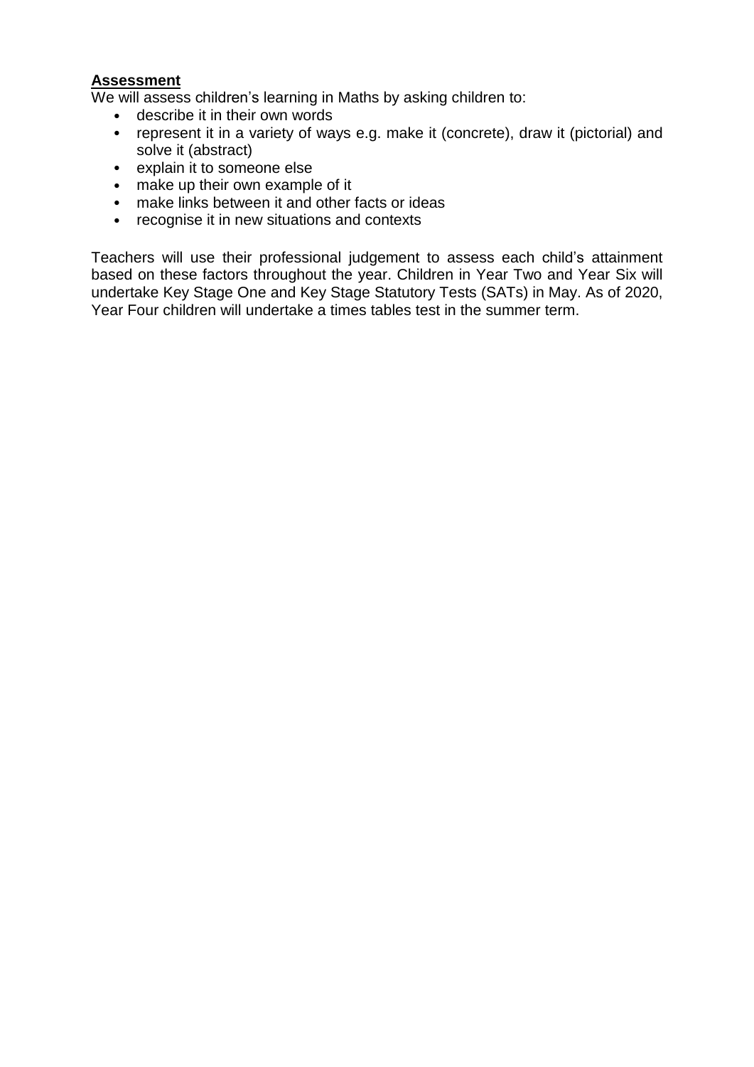**Assessment**

We will assess children's learning in Maths by asking children to:

- describe it in their own words
- represent it in a variety of ways e.g. make it (concrete), draw it (pictorial) and solve it (abstract)
- explain it to someone else
- make up their own example of it
- make links between it and other facts or ideas
- recognise it in new situations and contexts

Teachers will use their professional judgement to assess each child's attainment based on these factors throughout the year. Children in Year Two and Year Six will undertake Key Stage One and Key Stage Statutory Tests (SATs) in May. As of 2020, Year Four children will undertake a times tables test in the summer term.